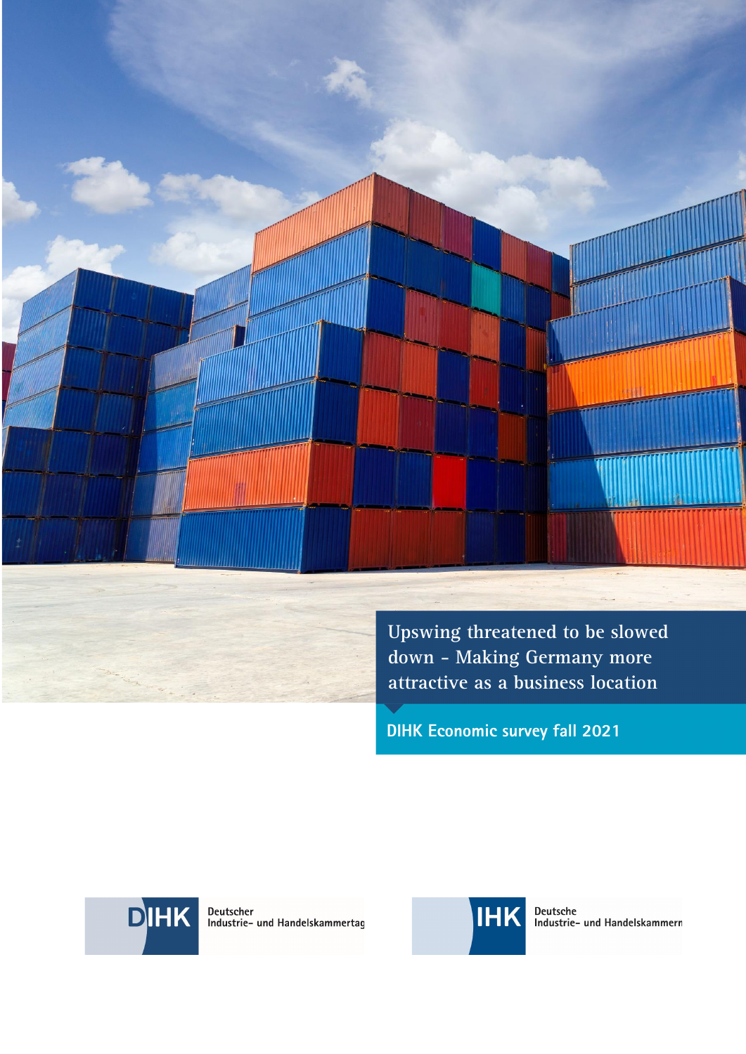# Upswing threatened to be slowed down - Making Germany more attractive as a business location

## DIHK Economic survey fall 2021

DIHK Deutscher Industrie- und Handelskammertag

IHK Deutsche Industrie- und Handelskammern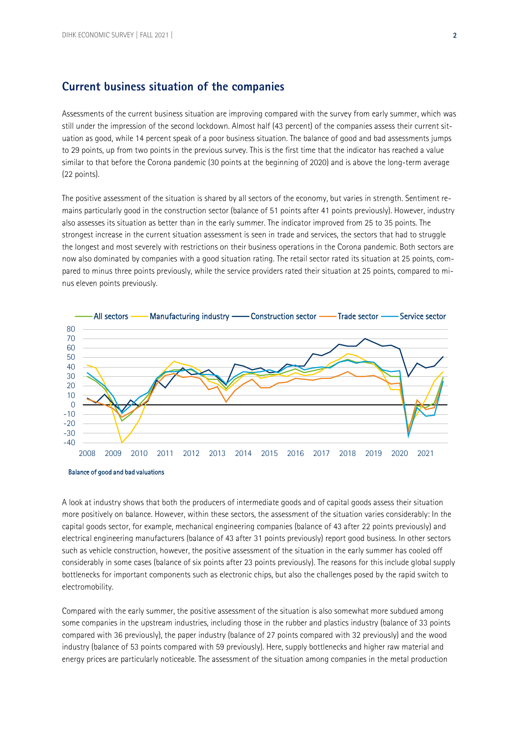## Current business situation of the companies

Assessments of the current business situation are improving compared with the survey from early summer, which was still under the impression of the second lockdown. Almost half (43 percent) of the companies assess their current situation as good, while 14 percent speak of a poor business situation. The balance of good and bad assessments jumps to 29 points, up from two points in the previous survey. This is the first time that the indicator has reached a value similar to that before the Corona pandemic (30 points at the beginning of 2020) and is above the long-term average (22 points).

The positive assessment of the situation is shared by all sectors of the economy, but varies in strength. Sentiment remains particularly good in the construction sector (balance of 51 points after 41 points previously). However, industry also assesses its situation as better than in the early summer. The indicator improved from 25 to 35 points. The strongest increase in the current situation assessment is seen in trade and services, the sectors that had to struggle the longest and most severely with restrictions on their business operations in the Corona pandemic. Both sectors are now also dominated by companies with a good situation rating. The retail sector rated its situation at 25 points, compared to minus three points previously, while the service providers rated their situation at 25 points, compared to minus eleven points previously.

Balance of good and bad valuations

A look at industry shows that both the producers of intermediate goods and of capital goods assess their situation more positively on balance. However, within these sectors, the assessment of the situation varies considerably: In the capital goods sector, for example, mechanical engineering companies (balance of 43 after 22 points previously) and electrical engineering manufacturers (balance of 43 after 31 points previously) report good business. In other sectors such as vehicle construction, however, the positive assessment of the situation in the early summer has cooled off considerably in some cases (balance of six points after 23 points previously). The reasons for this include global supply bottlenecks for important components such as electronic chips, but also the challenges posed by the rapid switch to electromobility.

Compared with the early summer, the positive assessment of the situation is also somewhat more subdued among some companies in the upstream industries, including those in the rubber and plastics industry (balance of 33 points compared with 36 previously), the paper industry (balance of 27 points compared with 32 previously) and the wood industry (balance of 53 points compared with 59 previously). Here, supply bottlenecks and higher raw material and energy prices are particularly noticeable. The assessment of the situation among companies in the metal production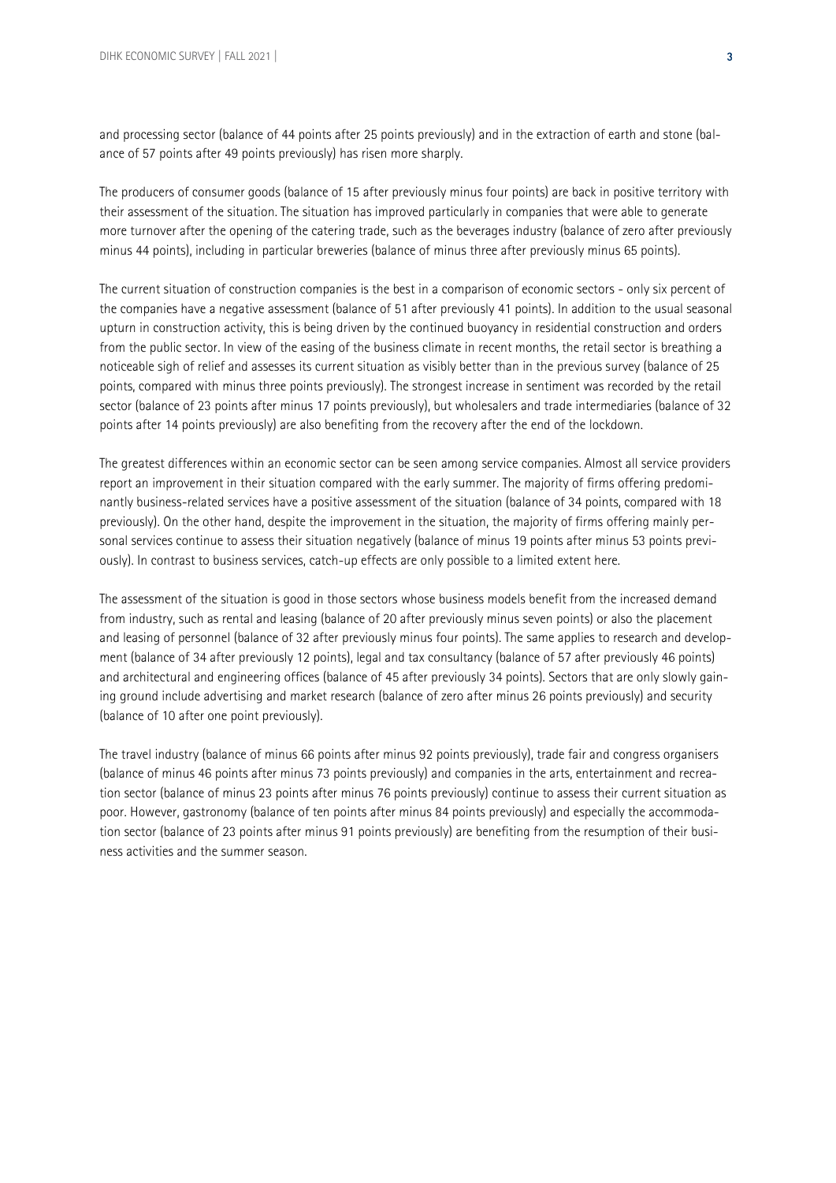and processing sector (balance of 44 points after 25 points previously) and in the extraction of earth and stone (balance of 57 points after 49 points previously) has risen more sharply.

The producers of consumer goods (balance of 15 after previously minus four points) are back in positive territory with their assessment of the situation. The situation has improved particularly in companies that were able to generate more turnover after the opening of the catering trade, such as the beverages industry (balance of zero after previously minus 44 points), including in particular breweries (balance of minus three after previously minus 65 points).

The current situation of construction companies is the best in a comparison of economic sectors - only six percent of the companies have a negative assessment (balance of 51 after previously 41 points). In addition to the usual seasonal upturn in construction activity, this is being driven by the continued buoyancy in residential construction and orders from the public sector. In view of the easing of the business climate in recent months, the retail sector is breathing a noticeable sigh of relief and assesses its current situation as visibly better than in the previous survey (balance of 25 points, compared with minus three points previously). The strongest increase in sentiment was recorded by the retail sector (balance of 23 points after minus 17 points previously), but wholesalers and trade intermediaries (balance of 32 points after 14 points previously) are also benefiting from the recovery after the end of the lockdown.

The greatest differences within an economic sector can be seen among service companies. Almost all service providers report an improvement in their situation compared with the early summer. The majority of firms offering predominantly business-related services have a positive assessment of the situation (balance of 34 points, compared with 18 previously). On the other hand, despite the improvement in the situation, the majority of firms offering mainly personal services continue to assess their situation negatively (balance of minus 19 points after minus 53 points previously). In contrast to business services, catch-up effects are only possible to a limited extent here.

The assessment of the situation is good in those sectors whose business models benefit from the increased demand from industry, such as rental and leasing (balance of 20 after previously minus seven points) or also the placement and leasing of personnel (balance of 32 after previously minus four points). The same applies to research and development (balance of 34 after previously 12 points), legal and tax consultancy (balance of 57 after previously 46 points) and architectural and engineering offices (balance of 45 after previously 34 points). Sectors that are only slowly gaining ground include advertising and market research (balance of zero after minus 26 points previously) and security (balance of 10 after one point previously).

The travel industry (balance of minus 66 points after minus 92 points previously), trade fair and congress organisers (balance of minus 46 points after minus 73 points previously) and companies in the arts, entertainment and recreation sector (balance of minus 23 points after minus 76 points previously) continue to assess their current situation as poor. However, gastronomy (balance of ten points after minus 84 points previously) and especially the accommodation sector (balance of 23 points after minus 91 points previously) are benefiting from the resumption of their business activities and the summer season.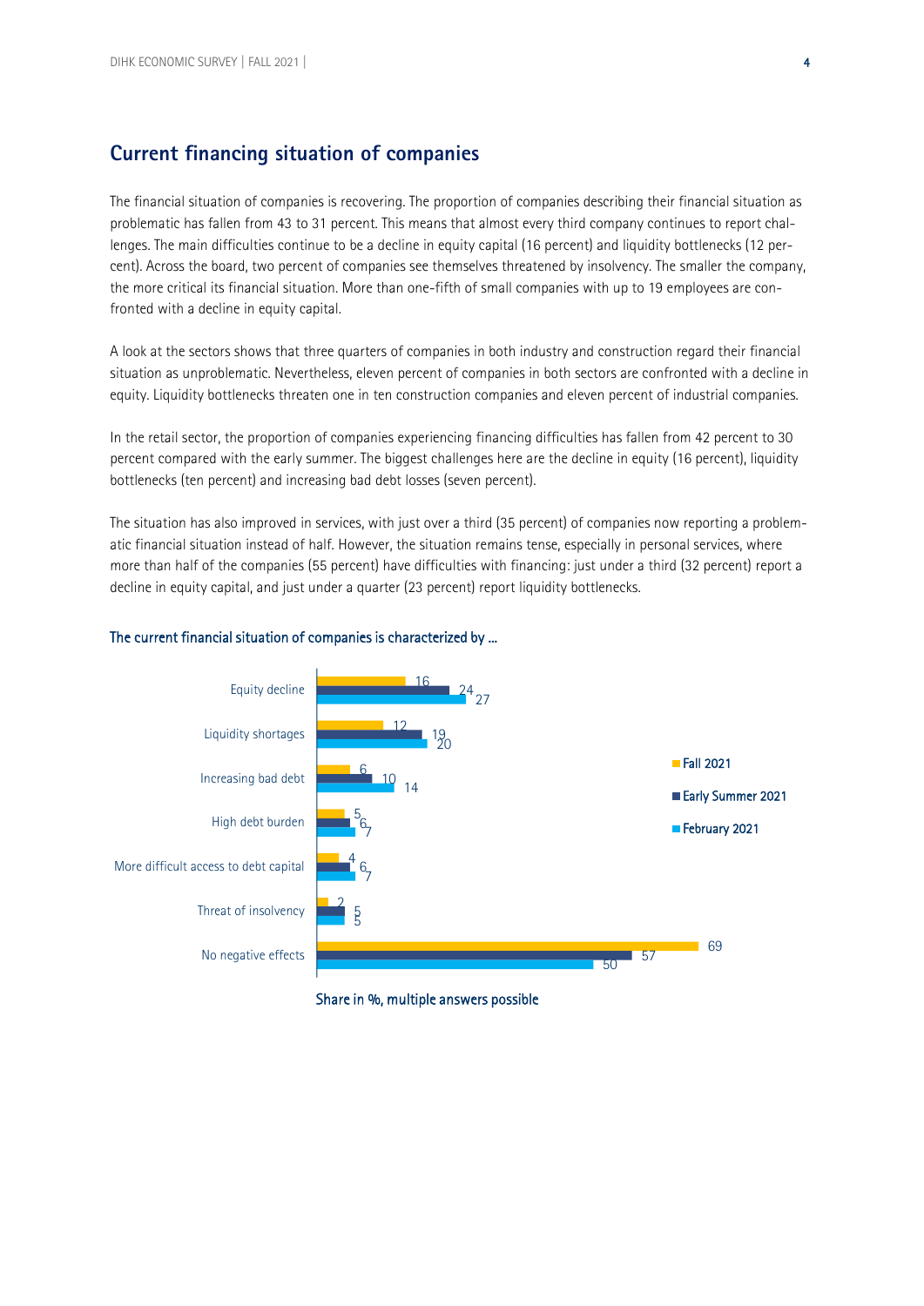## Current financing situation of companies

The financial situation of companies is recovering. The proportion of companies describing their financial situation as problematic has fallen from 43 to 31 percent. This means that almost every third company continues to report challenges. The main difficulties continue to be a decline in equity capital (16 percent) and liquidity bottlenecks (12 percent). Across the board, two percent of companies see themselves threatened by insolvency. The smaller the company, the more critical its financial situation. More than one-fifth of small companies with up to 19 employees are confronted with a decline in equity capital.

A look at the sectors shows that three quarters of companies in both industry and construction regard their financial situation as unproblematic. Nevertheless, eleven percent of companies in both sectors are confronted with a decline in equity. Liquidity bottlenecks threaten one in ten construction companies and eleven percent of industrial companies.

In the retail sector, the proportion of companies experiencing financing difficulties has fallen from 42 percent to 30 percent compared with the early summer. The biggest challenges here are the decline in equity (16 percent), liquidity bottlenecks (ten percent) and increasing bad debt losses (seven percent).

The situation has also improved in services, with just over a third (35 percent) of companies now reporting a problematic financial situation instead of half. However, the situation remains tense, especially in personal services, where more than half of the companies (55 percent) have difficulties with financing: just under a third (32 percent) report a decline in equity capital, and just under a quarter (23 percent) report liquidity bottlenecks.

**The current financial situation of companies is characterized by ...**

| | Fall 2021 | Early Summer 2021 | February 2021 |
|---|---|---|---|
| Equity decline | 16 | 24 | 27 |
| Liquidity shortages | 12 | 19 | 20 |
| Increasing bad debt | 6 | 10 | 14 |
| High debt burden | 5 | 6 | 7 |
| More difficult access to debt capital | 4 | 6 | 7 |
| Threat of insolvency | 2 | 5 | 5 |
| No negative effects | 69 | 57 | 50 |

Share in %, multiple answers possible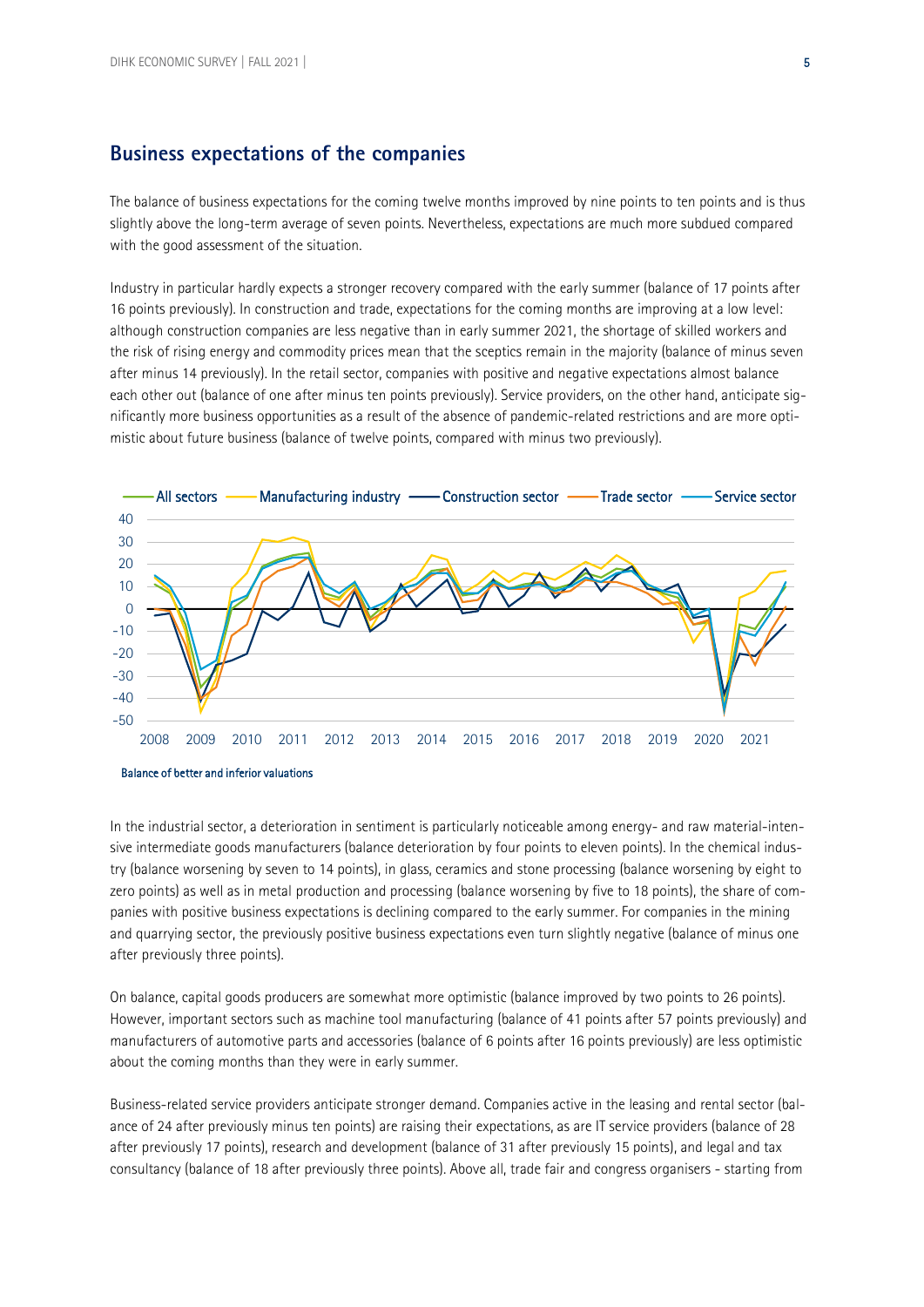## Business expectations of the companies

The balance of business expectations for the coming twelve months improved by nine points to ten points and is thus slightly above the long-term average of seven points. Nevertheless, expectations are much more subdued compared with the good assessment of the situation.

Industry in particular hardly expects a stronger recovery compared with the early summer (balance of 17 points after 16 points previously). In construction and trade, expectations for the coming months are improving at a low level: although construction companies are less negative than in early summer 2021, the shortage of skilled workers and the risk of rising energy and commodity prices mean that the sceptics remain in the majority (balance of minus seven after minus 14 previously). In the retail sector, companies with positive and negative expectations almost balance each other out (balance of one after minus ten points previously). Service providers, on the other hand, anticipate significantly more business opportunities as a result of the absence of pandemic-related restrictions and are more optimistic about future business (balance of twelve points, compared with minus two previously).

Balance of better and inferior valuations

In the industrial sector, a deterioration in sentiment is particularly noticeable among energy- and raw material-intensive intermediate goods manufacturers (balance deterioration by four points to eleven points). In the chemical industry (balance worsening by seven to 14 points), in glass, ceramics and stone processing (balance worsening by eight to zero points) as well as in metal production and processing (balance worsening by five to 18 points), the share of companies with positive business expectations is declining compared to the early summer. For companies in the mining and quarrying sector, the previously positive business expectations even turn slightly negative (balance of minus one after previously three points).

On balance, capital goods producers are somewhat more optimistic (balance improved by two points to 26 points). However, important sectors such as machine tool manufacturing (balance of 41 points after 57 points previously) and manufacturers of automotive parts and accessories (balance of 6 points after 16 points previously) are less optimistic about the coming months than they were in early summer.

Business-related service providers anticipate stronger demand. Companies active in the leasing and rental sector (balance of 24 after previously minus ten points) are raising their expectations, as are IT service providers (balance of 28 after previously 17 points), research and development (balance of 31 after previously 15 points), and legal and tax consultancy (balance of 18 after previously three points). Above all, trade fair and congress organisers - starting from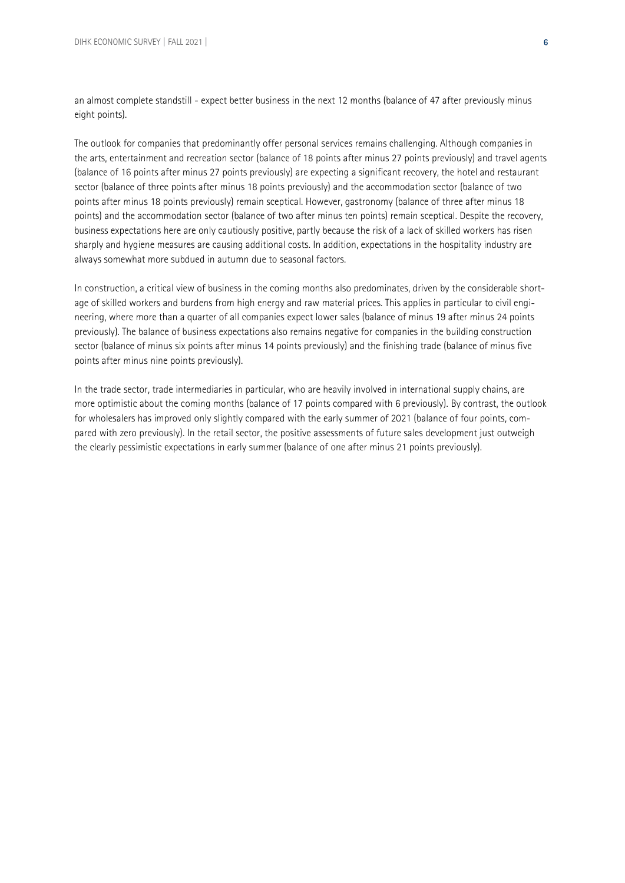an almost complete standstill - expect better business in the next 12 months (balance of 47 after previously minus eight points).

The outlook for companies that predominantly offer personal services remains challenging. Although companies in the arts, entertainment and recreation sector (balance of 18 points after minus 27 points previously) and travel agents (balance of 16 points after minus 27 points previously) are expecting a significant recovery, the hotel and restaurant sector (balance of three points after minus 18 points previously) and the accommodation sector (balance of two points after minus 18 points previously) remain sceptical. However, gastronomy (balance of three after minus 18 points) and the accommodation sector (balance of two after minus ten points) remain sceptical. Despite the recovery, business expectations here are only cautiously positive, partly because the risk of a lack of skilled workers has risen sharply and hygiene measures are causing additional costs. In addition, expectations in the hospitality industry are always somewhat more subdued in autumn due to seasonal factors.

In construction, a critical view of business in the coming months also predominates, driven by the considerable shortage of skilled workers and burdens from high energy and raw material prices. This applies in particular to civil engineering, where more than a quarter of all companies expect lower sales (balance of minus 19 after minus 24 points previously). The balance of business expectations also remains negative for companies in the building construction sector (balance of minus six points after minus 14 points previously) and the finishing trade (balance of minus five points after minus nine points previously).

In the trade sector, trade intermediaries in particular, who are heavily involved in international supply chains, are more optimistic about the coming months (balance of 17 points compared with 6 previously). By contrast, the outlook for wholesalers has improved only slightly compared with the early summer of 2021 (balance of four points, compared with zero previously). In the retail sector, the positive assessments of future sales development just outweigh the clearly pessimistic expectations in early summer (balance of one after minus 21 points previously).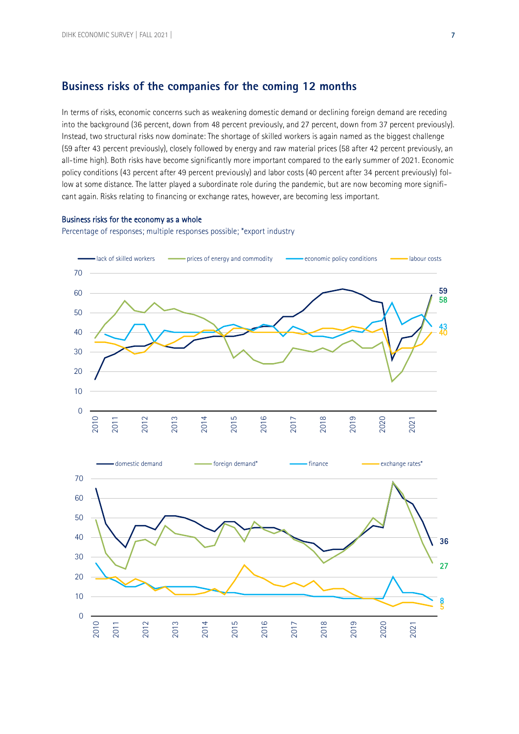## Business risks of the companies for the coming 12 months

In terms of risks, economic concerns such as weakening domestic demand or declining foreign demand are receding into the background (36 percent, down from 48 percent previously, and 27 percent, down from 37 percent previously). Instead, two structural risks now dominate: The shortage of skilled workers is again named as the biggest challenge (59 after 43 percent previously), closely followed by energy and raw material prices (58 after 42 percent previously, an all-time high). Both risks have become significantly more important compared to the early summer of 2021. Economic policy conditions (43 percent after 49 percent previously) and labor costs (40 percent after 34 percent previously) follow at some distance. The latter played a subordinate role during the pandemic, but are now becoming more significant again. Risks relating to financing or exchange rates, however, are becoming less important.

**Business risks for the economy as a whole**

Percentage of responses; multiple responses possible; *export industry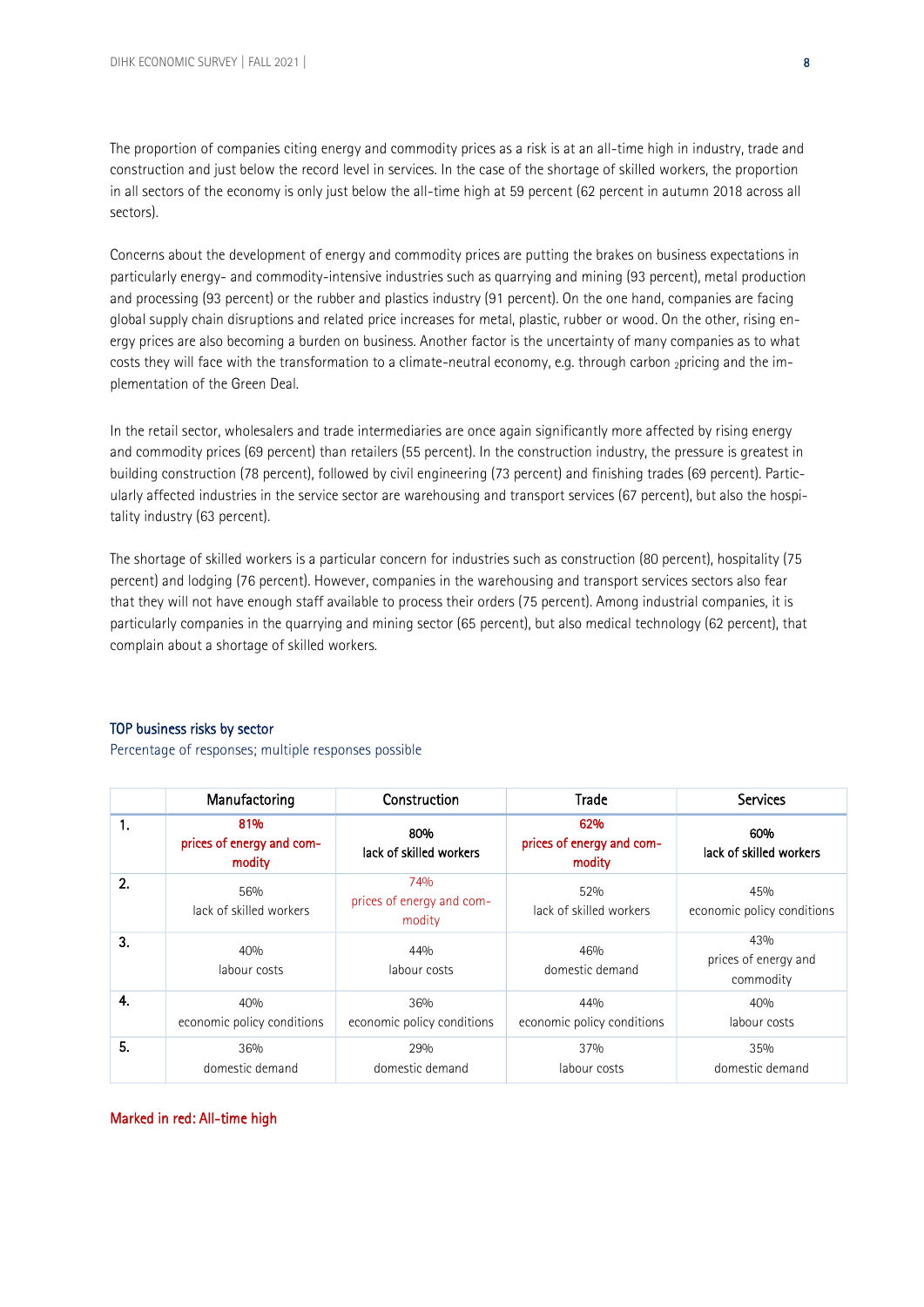The proportion of companies citing energy and commodity prices as a risk is at an all-time high in industry, trade and construction and just below the record level in services. In the case of the shortage of skilled workers, the proportion in all sectors of the economy is only just below the all-time high at 59 percent (62 percent in autumn 2018 across all sectors).

Concerns about the development of energy and commodity prices are putting the brakes on business expectations in particularly energy- and commodity-intensive industries such as quarrying and mining (93 percent), metal production and processing (93 percent) or the rubber and plastics industry (91 percent). On the one hand, companies are facing global supply chain disruptions and related price increases for metal, plastic, rubber or wood. On the other, rising energy prices are also becoming a burden on business. Another factor is the uncertainty of many companies as to what costs they will face with the transformation to a climate-neutral economy, e.g. through carbon $_2$pricing and the implementation of the Green Deal.

In the retail sector, wholesalers and trade intermediaries are once again significantly more affected by rising energy and commodity prices (69 percent) than retailers (55 percent). In the construction industry, the pressure is greatest in building construction (78 percent), followed by civil engineering (73 percent) and finishing trades (69 percent). Particularly affected industries in the service sector are warehousing and transport services (67 percent), but also the hospitality industry (63 percent).

The shortage of skilled workers is a particular concern for industries such as construction (80 percent), hospitality (75 percent) and lodging (76 percent). However, companies in the warehousing and transport services sectors also fear that they will not have enough staff available to process their orders (75 percent). Among industrial companies, it is particularly companies in the quarrying and mining sector (65 percent), but also medical technology (62 percent), that complain about a shortage of skilled workers.

**TOP business risks by sector**

Percentage of responses; multiple responses possible

| | Manufactoring | Construction | Trade | Services |
|---|---|---|---|---|
| **1.** | **81%<br>prices of energy and commodity** | **80%<br>lack of skilled workers** | **62%<br>prices of energy and commodity** | **60%<br>lack of skilled workers** |
| **2.** | 56%<br>lack of skilled workers | 74%<br>prices of energy and commodity | 52%<br>lack of skilled workers | 45%<br>economic policy conditions |
| **3.** | 40%<br>labour costs | 44%<br>labour costs | 46%<br>domestic demand | 43%<br>prices of energy and commodity |
| **4.** | 40%<br>economic policy conditions | 36%<br>economic policy conditions | 44%<br>economic policy conditions | 40%<br>labour costs |
| **5.** | 36%<br>domestic demand | 29%<br>domestic demand | 37%<br>labour costs | 35%<br>domestic demand |

Marked in red: All-time high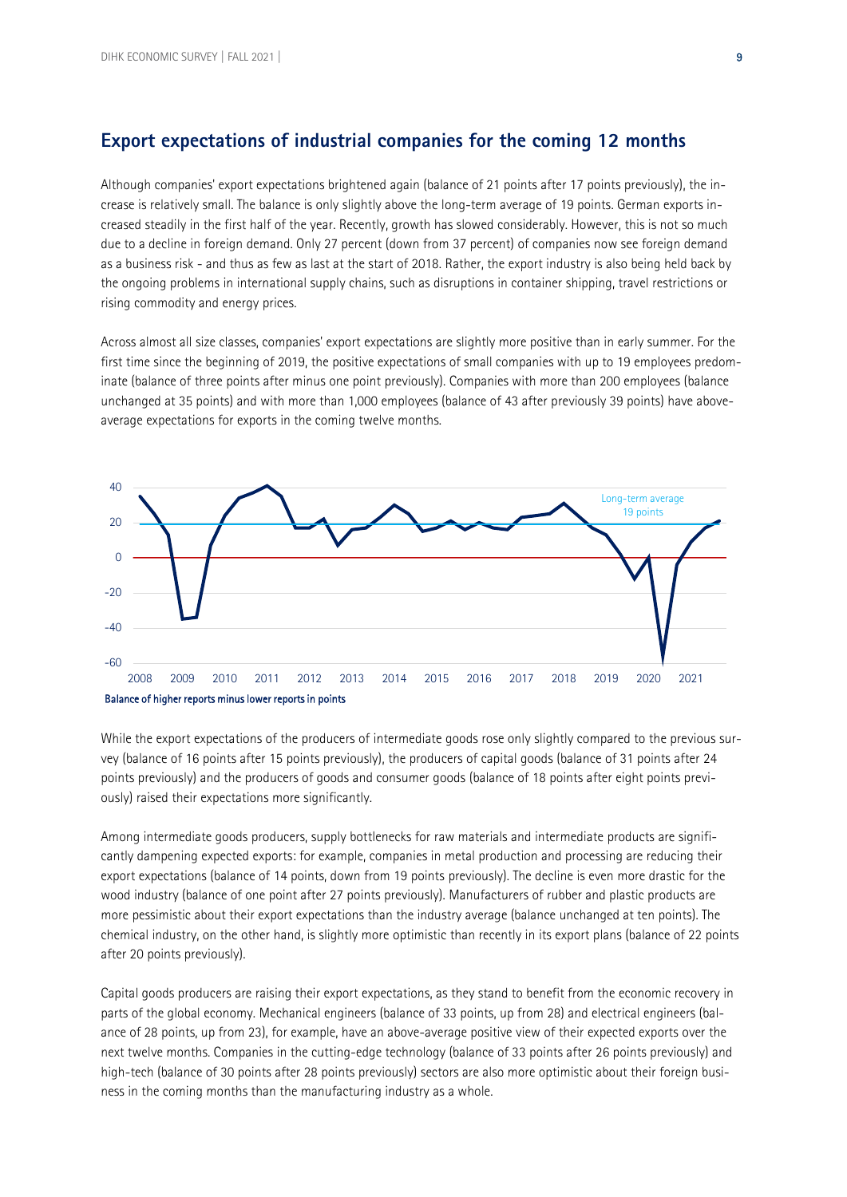## Export expectations of industrial companies for the coming 12 months

Although companies' export expectations brightened again (balance of 21 points after 17 points previously), the increase is relatively small. The balance is only slightly above the long-term average of 19 points. German exports increased steadily in the first half of the year. Recently, growth has slowed considerably. However, this is not so much due to a decline in foreign demand. Only 27 percent (down from 37 percent) of companies now see foreign demand as a business risk - and thus as few as last at the start of 2018. Rather, the export industry is also being held back by the ongoing problems in international supply chains, such as disruptions in container shipping, travel restrictions or rising commodity and energy prices.

Across almost all size classes, companies' export expectations are slightly more positive than in early summer. For the first time since the beginning of 2019, the positive expectations of small companies with up to 19 employees predominate (balance of three points after minus one point previously). Companies with more than 200 employees (balance unchanged at 35 points) and with more than 1,000 employees (balance of 43 after previously 39 points) have above-average expectations for exports in the coming twelve months.

Balance of higher reports minus lower reports in points

While the export expectations of the producers of intermediate goods rose only slightly compared to the previous survey (balance of 16 points after 15 points previously), the producers of capital goods (balance of 31 points after 24 points previously) and the producers of goods and consumer goods (balance of 18 points after eight points previously) raised their expectations more significantly.

Among intermediate goods producers, supply bottlenecks for raw materials and intermediate products are significantly dampening expected exports: for example, companies in metal production and processing are reducing their export expectations (balance of 14 points, down from 19 points previously). The decline is even more drastic for the wood industry (balance of one point after 27 points previously). Manufacturers of rubber and plastic products are more pessimistic about their export expectations than the industry average (balance unchanged at ten points). The chemical industry, on the other hand, is slightly more optimistic than recently in its export plans (balance of 22 points after 20 points previously).

Capital goods producers are raising their export expectations, as they stand to benefit from the economic recovery in parts of the global economy. Mechanical engineers (balance of 33 points, up from 28) and electrical engineers (balance of 28 points, up from 23), for example, have an above-average positive view of their expected exports over the next twelve months. Companies in the cutting-edge technology (balance of 33 points after 26 points previously) and high-tech (balance of 30 points after 28 points previously) sectors are also more optimistic about their foreign business in the coming months than the manufacturing industry as a whole.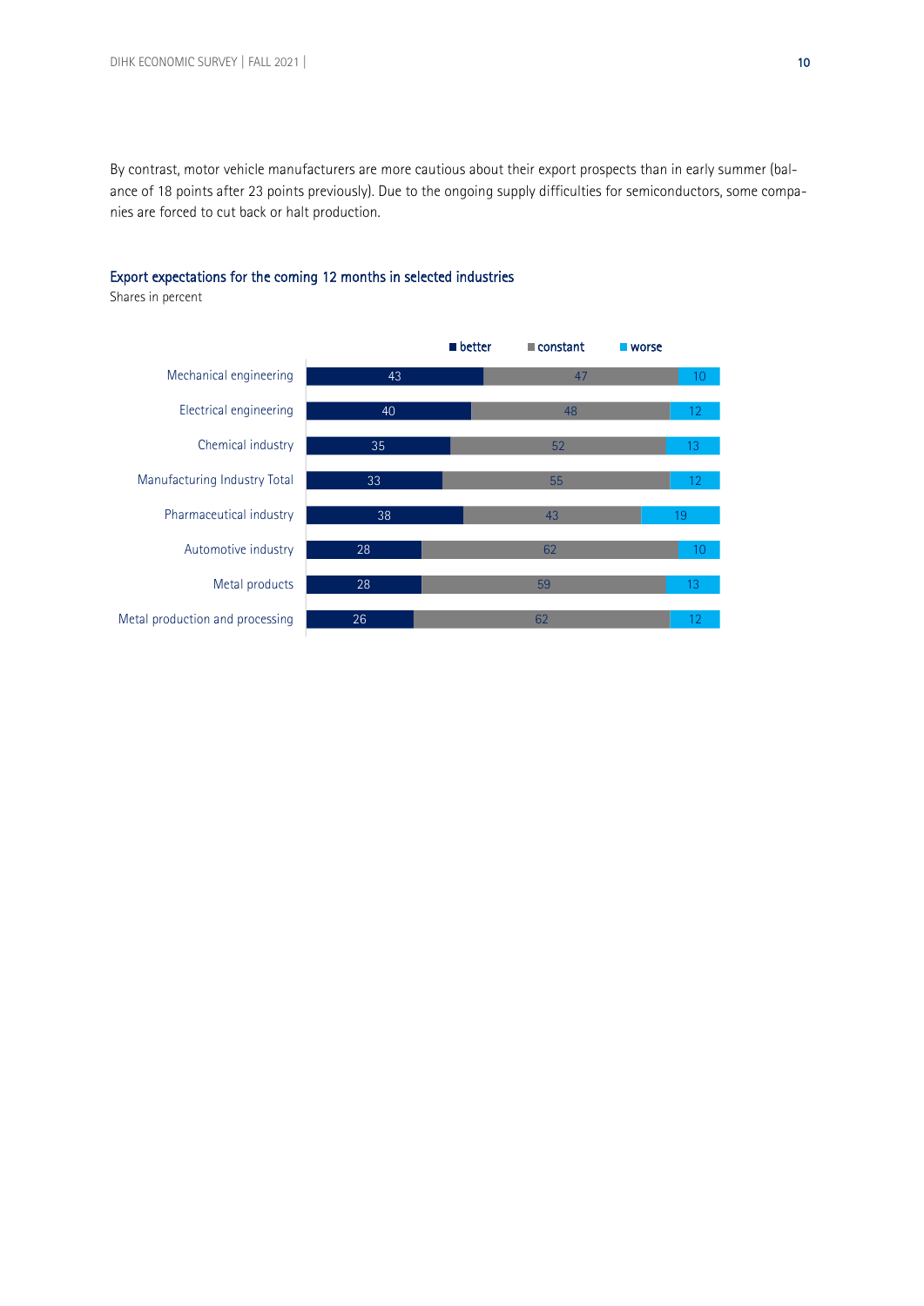By contrast, motor vehicle manufacturers are more cautious about their export prospects than in early summer (balance of 18 points after 23 points previously). Due to the ongoing supply difficulties for semiconductors, some companies are forced to cut back or halt production.

### Export expectations for the coming 12 months in selected industries

Shares in percent

| | better | constant | worse |
|---|---|---|---|
| Mechanical engineering | 43 | 47 | 10 |
| Electrical engineering | 40 | 48 | 12 |
| Chemical industry | 35 | 52 | 13 |
| Manufacturing Industry Total | 33 | 55 | 12 |
| Pharmaceutical industry | 38 | 43 | 19 |
| Automotive industry | 28 | 62 | 10 |
| Metal products | 28 | 59 | 13 |
| Metal production and processing | 26 | 62 | 12 |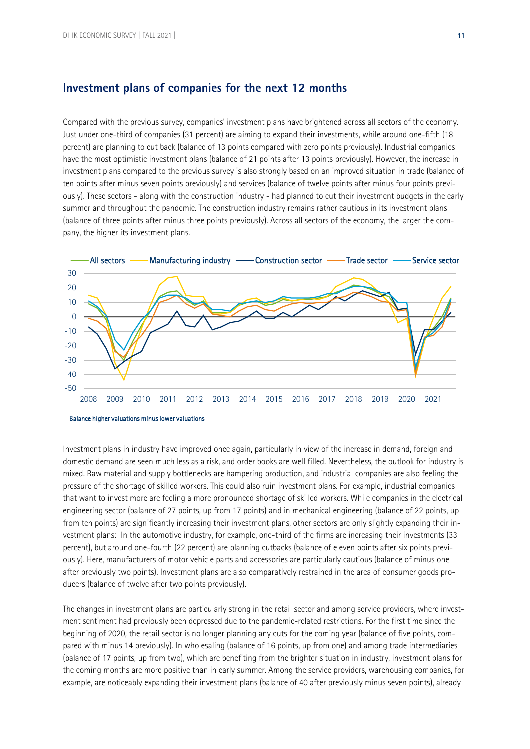## Investment plans of companies for the next 12 months

Compared with the previous survey, companies' investment plans have brightened across all sectors of the economy. Just under one-third of companies (31 percent) are aiming to expand their investments, while around one-fifth (18 percent) are planning to cut back (balance of 13 points compared with zero points previously). Industrial companies have the most optimistic investment plans (balance of 21 points after 13 points previously). However, the increase in investment plans compared to the previous survey is also strongly based on an improved situation in trade (balance of ten points after minus seven points previously) and services (balance of twelve points after minus four points previously). These sectors - along with the construction industry - had planned to cut their investment budgets in the early summer and throughout the pandemic. The construction industry remains rather cautious in its investment plans (balance of three points after minus three points previously). Across all sectors of the economy, the larger the company, the higher its investment plans.

Balance higher valuations minus lower valuations

Investment plans in industry have improved once again, particularly in view of the increase in demand, foreign and domestic demand are seen much less as a risk, and order books are well filled. Nevertheless, the outlook for industry is mixed. Raw material and supply bottlenecks are hampering production, and industrial companies are also feeling the pressure of the shortage of skilled workers. This could also ruin investment plans. For example, industrial companies that want to invest more are feeling a more pronounced shortage of skilled workers. While companies in the electrical engineering sector (balance of 27 points, up from 17 points) and in mechanical engineering (balance of 22 points, up from ten points) are significantly increasing their investment plans, other sectors are only slightly expanding their investment plans: In the automotive industry, for example, one-third of the firms are increasing their investments (33 percent), but around one-fourth (22 percent) are planning cutbacks (balance of eleven points after six points previously). Here, manufacturers of motor vehicle parts and accessories are particularly cautious (balance of minus one after previously two points). Investment plans are also comparatively restrained in the area of consumer goods producers (balance of twelve after two points previously).

The changes in investment plans are particularly strong in the retail sector and among service providers, where investment sentiment had previously been depressed due to the pandemic-related restrictions. For the first time since the beginning of 2020, the retail sector is no longer planning any cuts for the coming year (balance of five points, compared with minus 14 previously). In wholesaling (balance of 16 points, up from one) and among trade intermediaries (balance of 17 points, up from two), which are benefiting from the brighter situation in industry, investment plans for the coming months are more positive than in early summer. Among the service providers, warehousing companies, for example, are noticeably expanding their investment plans (balance of 40 after previously minus seven points), already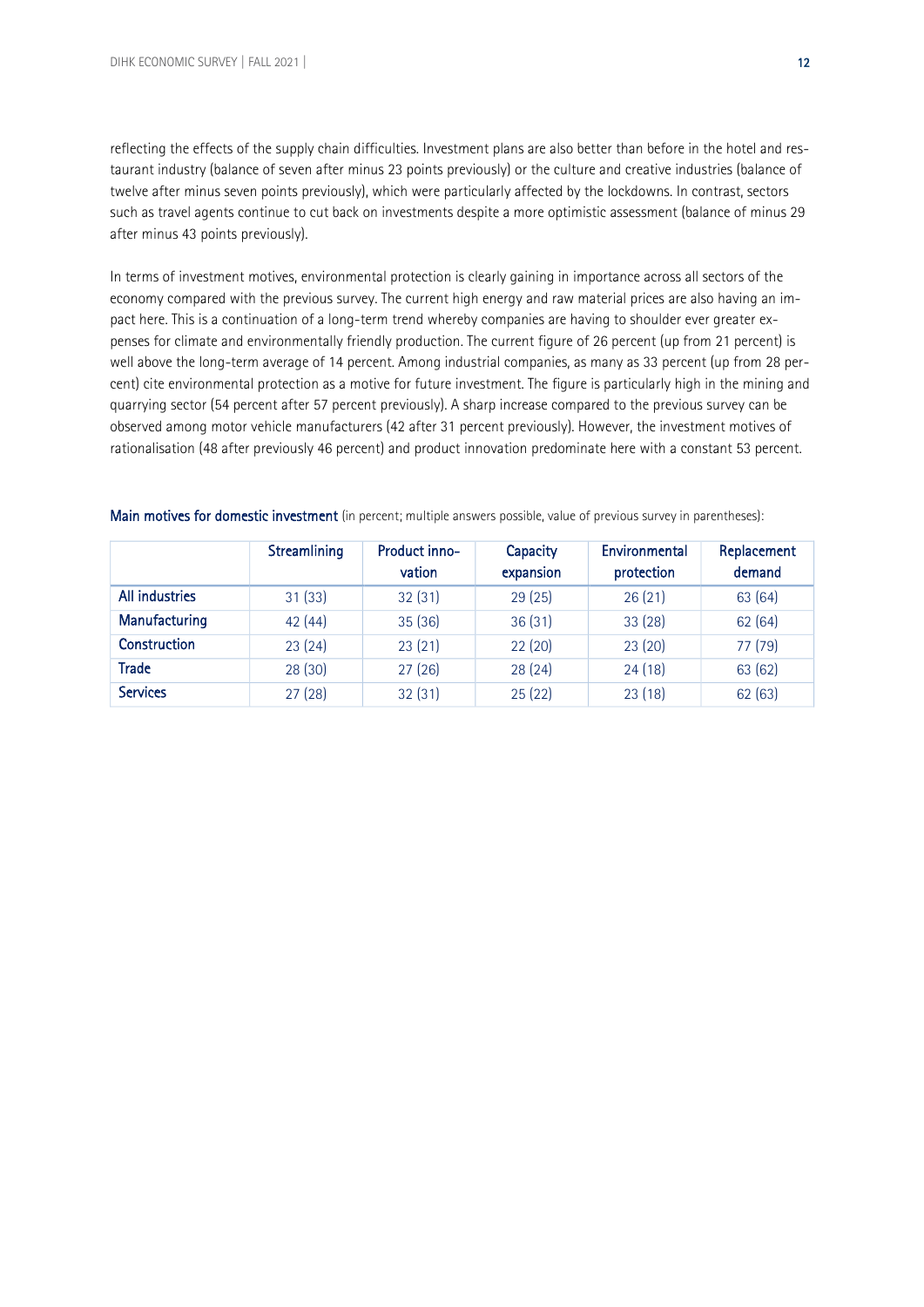reflecting the effects of the supply chain difficulties. Investment plans are also better than before in the hotel and restaurant industry (balance of seven after minus 23 points previously) or the culture and creative industries (balance of twelve after minus seven points previously), which were particularly affected by the lockdowns. In contrast, sectors such as travel agents continue to cut back on investments despite a more optimistic assessment (balance of minus 29 after minus 43 points previously).

In terms of investment motives, environmental protection is clearly gaining in importance across all sectors of the economy compared with the previous survey. The current high energy and raw material prices are also having an impact here. This is a continuation of a long-term trend whereby companies are having to shoulder ever greater expenses for climate and environmentally friendly production. The current figure of 26 percent (up from 21 percent) is well above the long-term average of 14 percent. Among industrial companies, as many as 33 percent (up from 28 percent) cite environmental protection as a motive for future investment. The figure is particularly high in the mining and quarrying sector (54 percent after 57 percent previously). A sharp increase compared to the previous survey can be observed among motor vehicle manufacturers (42 after 31 percent previously). However, the investment motives of rationalisation (48 after previously 46 percent) and product innovation predominate here with a constant 53 percent.

**Main motives for domestic investment** (in percent; multiple answers possible, value of previous survey in parentheses):

| | Streamlining | Product innovation | Capacity expansion | Environmental protection | Replacement demand |
|---|---|---|---|---|---|
| **All industries** | 31 (33) | 32 (31) | 29 (25) | 26 (21) | 63 (64) |
| **Manufacturing** | 42 (44) | 35 (36) | 36 (31) | 33 (28) | 62 (64) |
| **Construction** | 23 (24) | 23 (21) | 22 (20) | 23 (20) | 77 (79) |
| **Trade** | 28 (30) | 27 (26) | 28 (24) | 24 (18) | 63 (62) |
| **Services** | 27 (28) | 32 (31) | 25 (22) | 23 (18) | 62 (63) |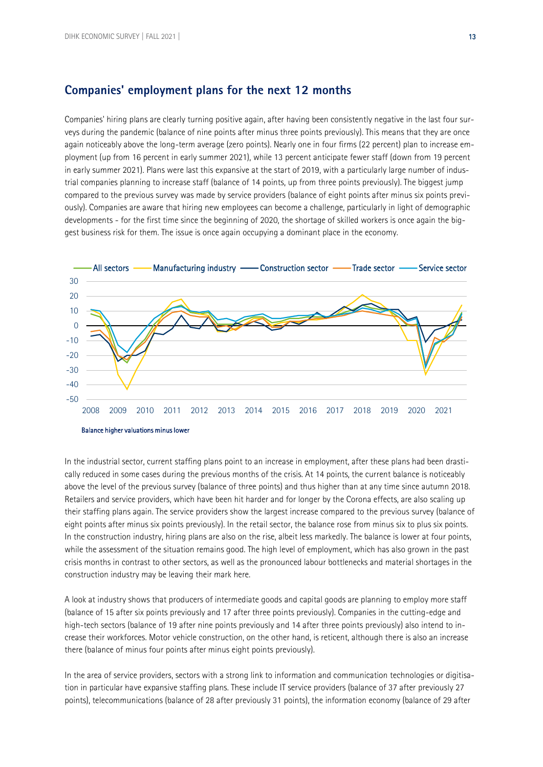## Companies' employment plans for the next 12 months

Companies' hiring plans are clearly turning positive again, after having been consistently negative in the last four surveys during the pandemic (balance of nine points after minus three points previously). This means that they are once again noticeably above the long-term average (zero points). Nearly one in four firms (22 percent) plan to increase employment (up from 16 percent in early summer 2021), while 13 percent anticipate fewer staff (down from 19 percent in early summer 2021). Plans were last this expansive at the start of 2019, with a particularly large number of industrial companies planning to increase staff (balance of 14 points, up from three points previously). The biggest jump compared to the previous survey was made by service providers (balance of eight points after minus six points previously). Companies are aware that hiring new employees can become a challenge, particularly in light of demographic developments - for the first time since the beginning of 2020, the shortage of skilled workers is once again the biggest business risk for them. The issue is once again occupying a dominant place in the economy.

Balance higher valuations minus lower

In the industrial sector, current staffing plans point to an increase in employment, after these plans had been drastically reduced in some cases during the previous months of the crisis. At 14 points, the current balance is noticeably above the level of the previous survey (balance of three points) and thus higher than at any time since autumn 2018. Retailers and service providers, which have been hit harder and for longer by the Corona effects, are also scaling up their staffing plans again. The service providers show the largest increase compared to the previous survey (balance of eight points after minus six points previously). In the retail sector, the balance rose from minus six to plus six points. In the construction industry, hiring plans are also on the rise, albeit less markedly. The balance is lower at four points, while the assessment of the situation remains good. The high level of employment, which has also grown in the past crisis months in contrast to other sectors, as well as the pronounced labour bottlenecks and material shortages in the construction industry may be leaving their mark here.

A look at industry shows that producers of intermediate goods and capital goods are planning to employ more staff (balance of 15 after six points previously and 17 after three points previously). Companies in the cutting-edge and high-tech sectors (balance of 19 after nine points previously and 14 after three points previously) also intend to increase their workforces. Motor vehicle construction, on the other hand, is reticent, although there is also an increase there (balance of minus four points after minus eight points previously).

In the area of service providers, sectors with a strong link to information and communication technologies or digitisation in particular have expansive staffing plans. These include IT service providers (balance of 37 after previously 27 points), telecommunications (balance of 28 after previously 31 points), the information economy (balance of 29 after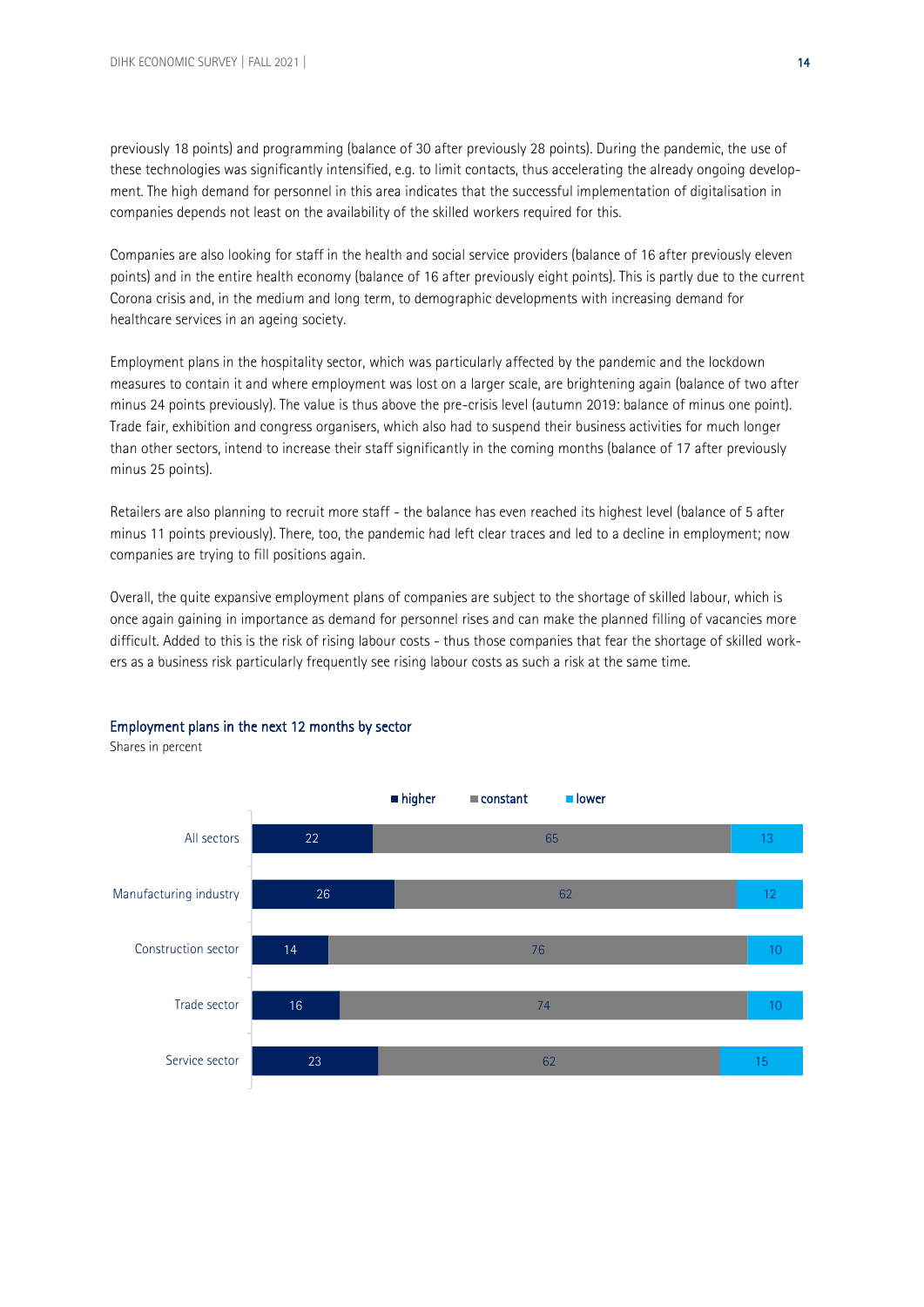previously 18 points) and programming (balance of 30 after previously 28 points). During the pandemic, the use of these technologies was significantly intensified, e.g. to limit contacts, thus accelerating the already ongoing development. The high demand for personnel in this area indicates that the successful implementation of digitalisation in companies depends not least on the availability of the skilled workers required for this.

Companies are also looking for staff in the health and social service providers (balance of 16 after previously eleven points) and in the entire health economy (balance of 16 after previously eight points). This is partly due to the current Corona crisis and, in the medium and long term, to demographic developments with increasing demand for healthcare services in an ageing society.

Employment plans in the hospitality sector, which was particularly affected by the pandemic and the lockdown measures to contain it and where employment was lost on a larger scale, are brightening again (balance of two after minus 24 points previously). The value is thus above the pre-crisis level (autumn 2019: balance of minus one point). Trade fair, exhibition and congress organisers, which also had to suspend their business activities for much longer than other sectors, intend to increase their staff significantly in the coming months (balance of 17 after previously minus 25 points).

Retailers are also planning to recruit more staff - the balance has even reached its highest level (balance of 5 after minus 11 points previously). There, too, the pandemic had left clear traces and led to a decline in employment; now companies are trying to fill positions again.

Overall, the quite expansive employment plans of companies are subject to the shortage of skilled labour, which is once again gaining in importance as demand for personnel rises and can make the planned filling of vacancies more difficult. Added to this is the risk of rising labour costs - thus those companies that fear the shortage of skilled workers as a business risk particularly frequently see rising labour costs as such a risk at the same time.

### Employment plans in the next 12 months by sector

Shares in percent

| | higher | constant | lower |
|---|---|---|---|
| All sectors | 22 | 65 | 13 |
| Manufacturing industry | 26 | 62 | 12 |
| Construction sector | 14 | 76 | 10 |
| Trade sector | 16 | 74 | 10 |
| Service sector | 23 | 62 | 15 |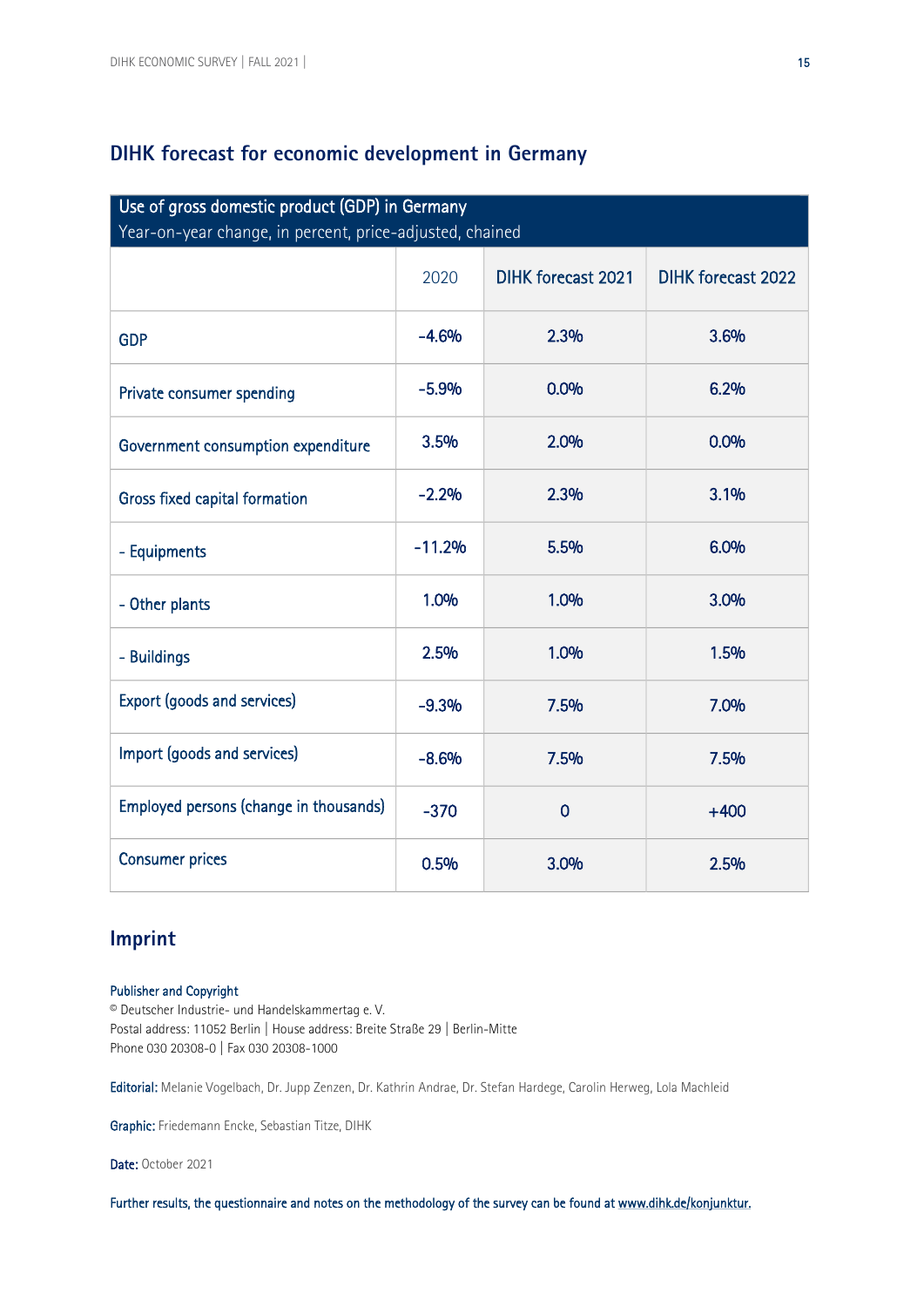## DIHK forecast for economic development in Germany

| Use of gross domestic product (GDP) in Germany<br>Year-on-year change, in percent, price-adjusted, chained | | | |
|---|---|---|---|
| | 2020 | DIHK forecast 2021 | DIHK forecast 2022 |
| GDP | -4.6% | 2.3% | 3.6% |
| Private consumer spending | -5.9% | 0.0% | 6.2% |
| Government consumption expenditure | 3.5% | 2.0% | 0.0% |
| Gross fixed capital formation | -2.2% | 2.3% | 3.1% |
| - Equipments | -11.2% | 5.5% | 6.0% |
| - Other plants | 1.0% | 1.0% | 3.0% |
| - Buildings | 2.5% | 1.0% | 1.5% |
| Export (goods and services) | -9.3% | 7.5% | 7.0% |
| Import (goods and services) | -8.6% | 7.5% | 7.5% |
| Employed persons (change in thousands) | -370 | 0 | +400 |
| Consumer prices | 0.5% | 3.0% | 2.5% |

## Imprint

**Publisher and Copyright**
© Deutscher Industrie- und Handelskammertag e. V.
Postal address: 11052 Berlin | House address: Breite Straße 29 | Berlin-Mitte
Phone 030 20308-0 | Fax 030 20308-1000

**Editorial:** Melanie Vogelbach, Dr. Jupp Zenzen, Dr. Kathrin Andrae, Dr. Stefan Hardege, Carolin Herweg, Lola Machleid

**Graphic:** Friedemann Encke, Sebastian Titze, DIHK

**Date:** October 2021

Further results, the questionnaire and notes on the methodology of the survey can be found at www.dihk.de/konjunktur.